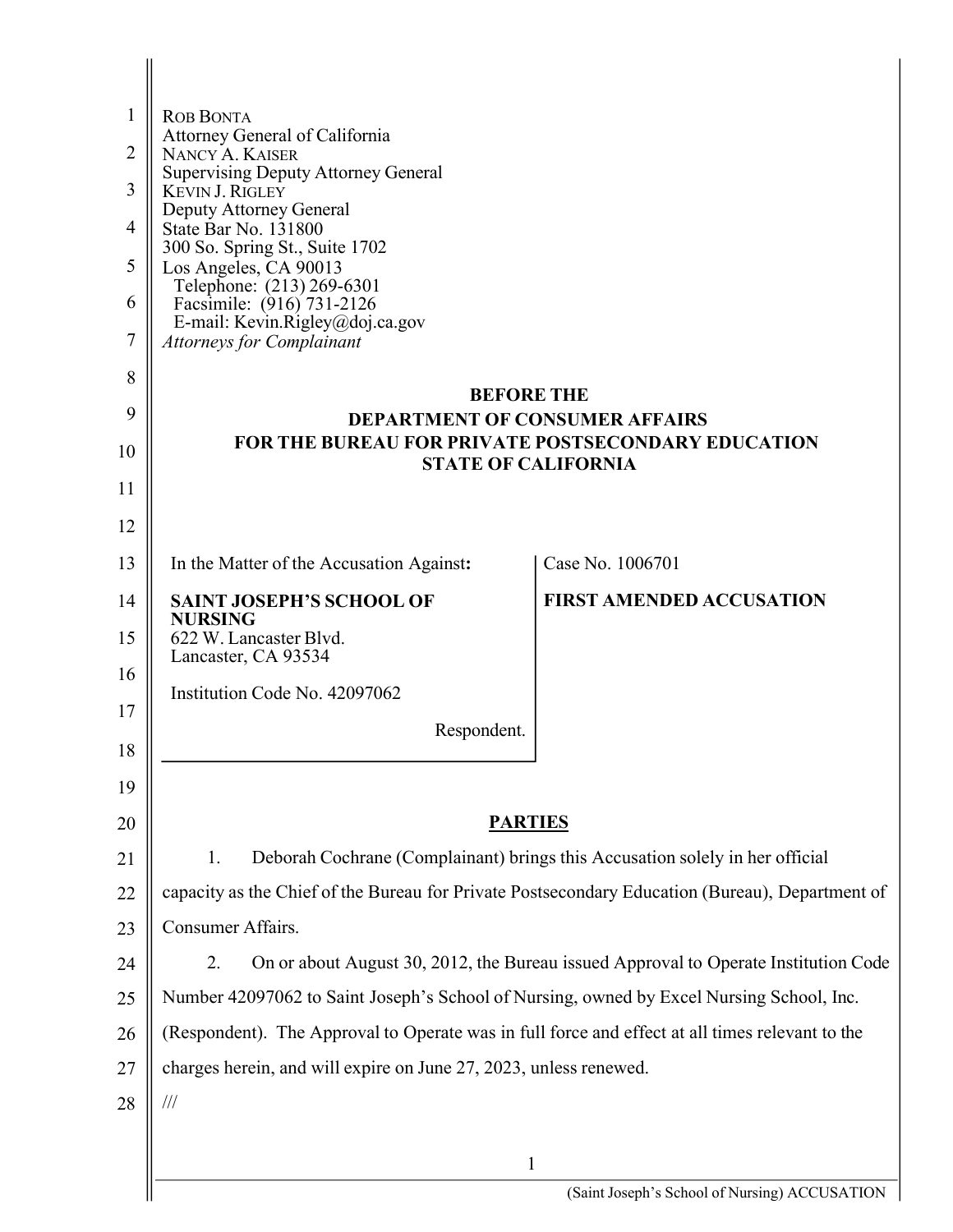ROB BONTA
Attorney General of California
NANCY A. KAISER
Supervising Deputy Attorney General
KEVIN J. RIGLEY
Deputy Attorney General
State Bar No. 131800
300 So. Spring St., Suite 1702
Los Angeles, CA 90013
Telephone: (213) 269-6301
Facsimile: (916) 731-2126
E-mail: Kevin.Rigley@doj.ca.gov
*Attorneys for Complainant*

**BEFORE THE**
**DEPARTMENT OF CONSUMER AFFAIRS**
**FOR THE BUREAU FOR PRIVATE POSTSECONDARY EDUCATION**
**STATE OF CALIFORNIA**

| In the Matter of the Accusation Against: | Case No. 1006701 |
|---|---|
| **SAINT JOSEPH'S SCHOOL OF NURSING**<br>622 W. Lancaster Blvd.<br>Lancaster, CA 93534<br><br>Institution Code No. 42097062<br><br>Respondent. | **FIRST AMENDED ACCUSATION** |

## PARTIES

1. Deborah Cochrane (Complainant) brings this Accusation solely in her official capacity as the Chief of the Bureau for Private Postsecondary Education (Bureau), Department of Consumer Affairs.

2. On or about August 30, 2012, the Bureau issued Approval to Operate Institution Code Number 42097062 to Saint Joseph's School of Nursing, owned by Excel Nursing School, Inc. (Respondent). The Approval to Operate was in full force and effect at all times relevant to the charges herein, and will expire on June 27, 2023, unless renewed.

///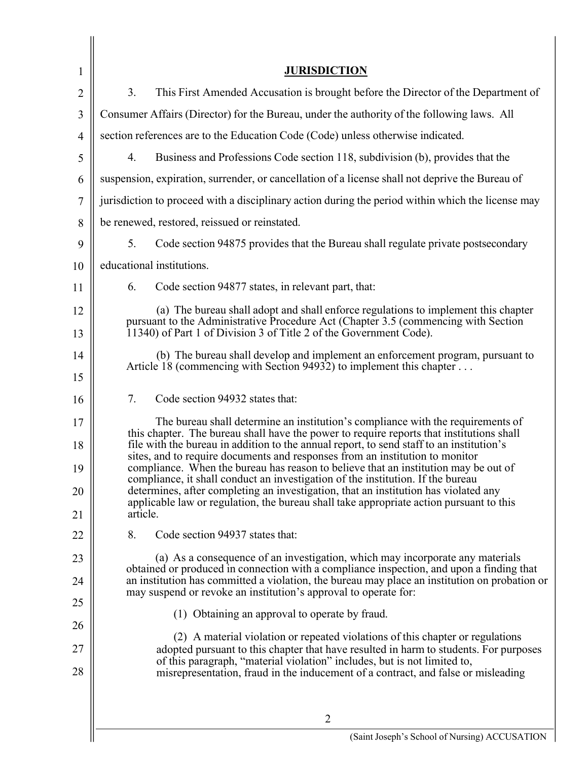## JURISDICTION

3. This First Amended Accusation is brought before the Director of the Department of Consumer Affairs (Director) for the Bureau, under the authority of the following laws. All section references are to the Education Code (Code) unless otherwise indicated.

4. Business and Professions Code section 118, subdivision (b), provides that the suspension, expiration, surrender, or cancellation of a license shall not deprive the Bureau of jurisdiction to proceed with a disciplinary action during the period within which the license may be renewed, restored, reissued or reinstated.

5. Code section 94875 provides that the Bureau shall regulate private postsecondary educational institutions.

6. Code section 94877 states, in relevant part, that:

> (a) The bureau shall adopt and shall enforce regulations to implement this chapter pursuant to the Administrative Procedure Act (Chapter 3.5 (commencing with Section 11340) of Part 1 of Division 3 of Title 2 of the Government Code).
>
> (b) The bureau shall develop and implement an enforcement program, pursuant to Article 18 (commencing with Section 94932) to implement this chapter . . .

7. Code section 94932 states that:

> The bureau shall determine an institution's compliance with the requirements of this chapter. The bureau shall have the power to require reports that institutions shall file with the bureau in addition to the annual report, to send staff to an institution's sites, and to require documents and responses from an institution to monitor compliance. When the bureau has reason to believe that an institution may be out of compliance, it shall conduct an investigation of the institution. If the bureau determines, after completing an investigation, that an institution has violated any applicable law or regulation, the bureau shall take appropriate action pursuant to this article.

8. Code section 94937 states that:

> (a) As a consequence of an investigation, which may incorporate any materials obtained or produced in connection with a compliance inspection, and upon a finding that an institution has committed a violation, the bureau may place an institution on probation or may suspend or revoke an institution's approval to operate for:
>
> (1) Obtaining an approval to operate by fraud.
>
> (2) A material violation or repeated violations of this chapter or regulations adopted pursuant to this chapter that have resulted in harm to students. For purposes of this paragraph, "material violation" includes, but is not limited to, misrepresentation, fraud in the inducement of a contract, and false or misleading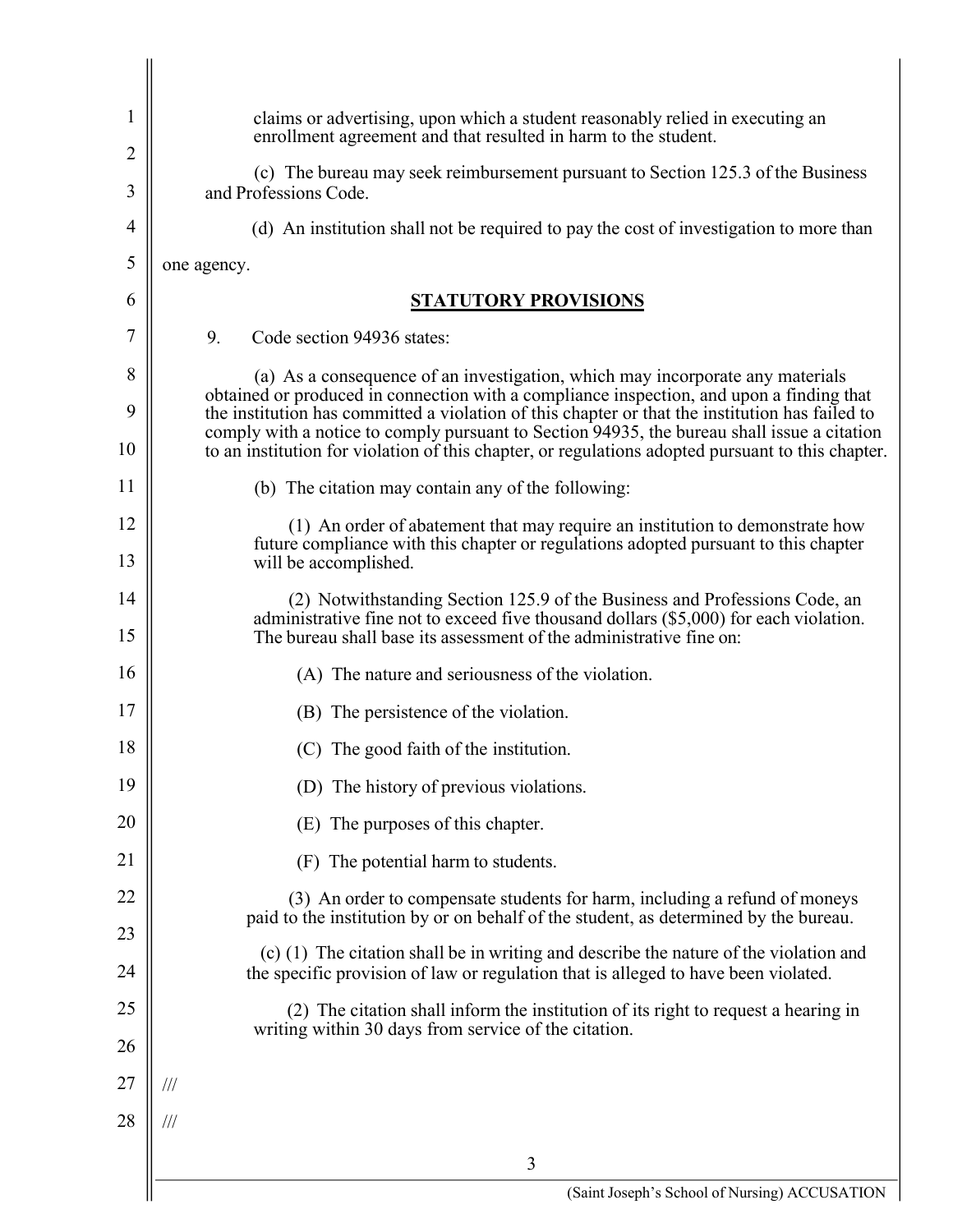claims or advertising, upon which a student reasonably relied in executing an enrollment agreement and that resulted in harm to the student.

(c) The bureau may seek reimbursement pursuant to Section 125.3 of the Business and Professions Code.

(d) An institution shall not be required to pay the cost of investigation to more than one agency.

## STATUTORY PROVISIONS

9. Code section 94936 states:

(a) As a consequence of an investigation, which may incorporate any materials obtained or produced in connection with a compliance inspection, and upon a finding that the institution has committed a violation of this chapter or that the institution has failed to comply with a notice to comply pursuant to Section 94935, the bureau shall issue a citation to an institution for violation of this chapter, or regulations adopted pursuant to this chapter.

(b) The citation may contain any of the following:

(1) An order of abatement that may require an institution to demonstrate how future compliance with this chapter or regulations adopted pursuant to this chapter will be accomplished.

(2) Notwithstanding Section 125.9 of the Business and Professions Code, an administrative fine not to exceed five thousand dollars ($5,000) for each violation. The bureau shall base its assessment of the administrative fine on:

(A) The nature and seriousness of the violation.

(B) The persistence of the violation.

(C) The good faith of the institution.

(D) The history of previous violations.

(E) The purposes of this chapter.

(F) The potential harm to students.

(3) An order to compensate students for harm, including a refund of moneys paid to the institution by or on behalf of the student, as determined by the bureau.

(c) (1) The citation shall be in writing and describe the nature of the violation and the specific provision of law or regulation that is alleged to have been violated.

(2) The citation shall inform the institution of its right to request a hearing in writing within 30 days from service of the citation.

///

///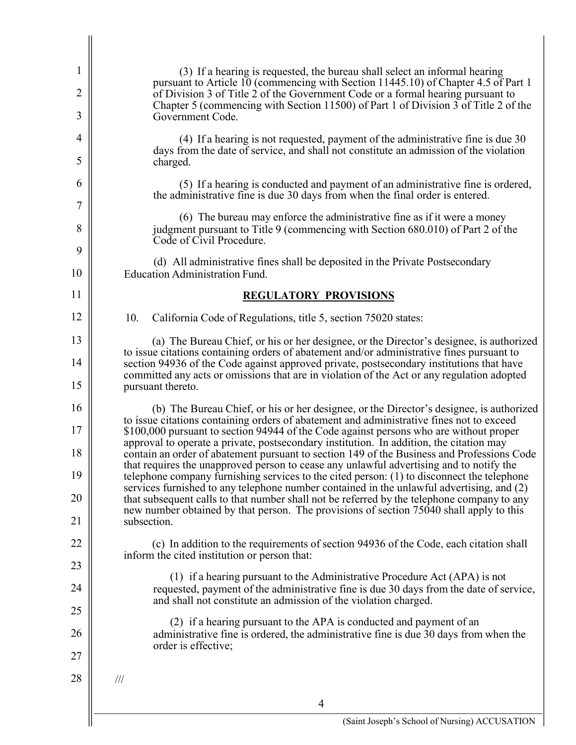(3) If a hearing is requested, the bureau shall select an informal hearing pursuant to Article 10 (commencing with Section 11445.10) of Chapter 4.5 of Part 1 of Division 3 of Title 2 of the Government Code or a formal hearing pursuant to Chapter 5 (commencing with Section 11500) of Part 1 of Division 3 of Title 2 of the Government Code.

(4) If a hearing is not requested, payment of the administrative fine is due 30 days from the date of service, and shall not constitute an admission of the violation charged.

(5) If a hearing is conducted and payment of an administrative fine is ordered, the administrative fine is due 30 days from when the final order is entered.

(6) The bureau may enforce the administrative fine as if it were a money judgment pursuant to Title 9 (commencing with Section 680.010) of Part 2 of the Code of Civil Procedure.

(d) All administrative fines shall be deposited in the Private Postsecondary Education Administration Fund.

## REGULATORY PROVISIONS

10. California Code of Regulations, title 5, section 75020 states:

(a) The Bureau Chief, or his or her designee, or the Director's designee, is authorized to issue citations containing orders of abatement and/or administrative fines pursuant to section 94936 of the Code against approved private, postsecondary institutions that have committed any acts or omissions that are in violation of the Act or any regulation adopted pursuant thereto.

(b) The Bureau Chief, or his or her designee, or the Director's designee, is authorized to issue citations containing orders of abatement and administrative fines not to exceed $100,000 pursuant to section 94944 of the Code against persons who are without proper approval to operate a private, postsecondary institution. In addition, the citation may contain an order of abatement pursuant to section 149 of the Business and Professions Code that requires the unapproved person to cease any unlawful advertising and to notify the telephone company furnishing services to the cited person: (1) to disconnect the telephone services furnished to any telephone number contained in the unlawful advertising, and (2) that subsequent calls to that number shall not be referred by the telephone company to any new number obtained by that person. The provisions of section 75040 shall apply to this subsection.

(c) In addition to the requirements of section 94936 of the Code, each citation shall inform the cited institution or person that:

(1) if a hearing pursuant to the Administrative Procedure Act (APA) is not requested, payment of the administrative fine is due 30 days from the date of service, and shall not constitute an admission of the violation charged.

(2) if a hearing pursuant to the APA is conducted and payment of an administrative fine is ordered, the administrative fine is due 30 days from when the order is effective;

///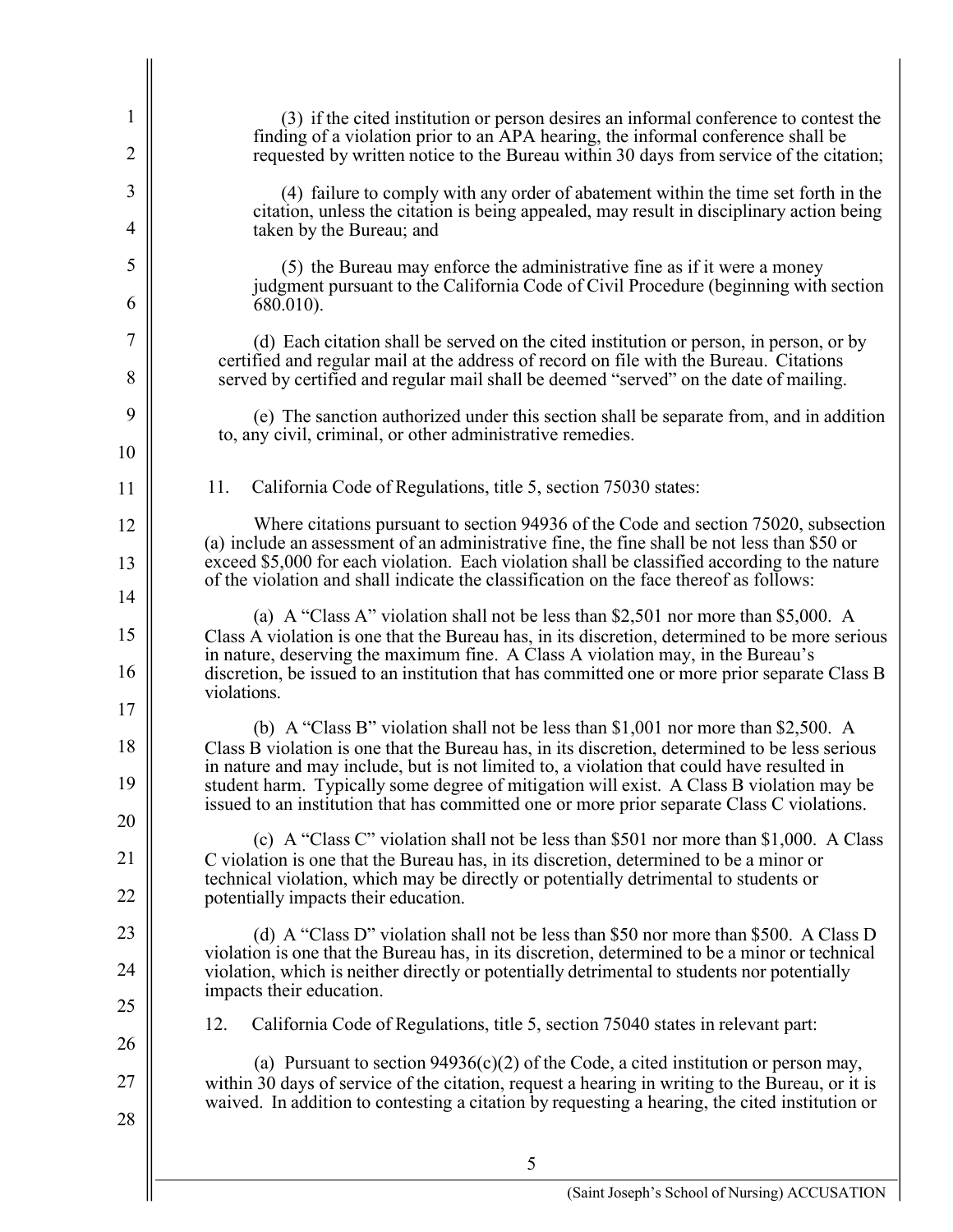(3) if the cited institution or person desires an informal conference to contest the finding of a violation prior to an APA hearing, the informal conference shall be requested by written notice to the Bureau within 30 days from service of the citation;

(4) failure to comply with any order of abatement within the time set forth in the citation, unless the citation is being appealed, may result in disciplinary action being taken by the Bureau; and

(5) the Bureau may enforce the administrative fine as if it were a money judgment pursuant to the California Code of Civil Procedure (beginning with section 680.010).

(d) Each citation shall be served on the cited institution or person, in person, or by certified and regular mail at the address of record on file with the Bureau. Citations served by certified and regular mail shall be deemed "served" on the date of mailing.

(e) The sanction authorized under this section shall be separate from, and in addition to, any civil, criminal, or other administrative remedies.

11. California Code of Regulations, title 5, section 75030 states:

Where citations pursuant to section 94936 of the Code and section 75020, subsection (a) include an assessment of an administrative fine, the fine shall be not less than $50 or exceed $5,000 for each violation. Each violation shall be classified according to the nature of the violation and shall indicate the classification on the face thereof as follows:

(a) A "Class A" violation shall not be less than $2,501 nor more than $5,000. A Class A violation is one that the Bureau has, in its discretion, determined to be more serious in nature, deserving the maximum fine. A Class A violation may, in the Bureau's discretion, be issued to an institution that has committed one or more prior separate Class B violations.

(b) A "Class B" violation shall not be less than $1,001 nor more than $2,500. A Class B violation is one that the Bureau has, in its discretion, determined to be less serious in nature and may include, but is not limited to, a violation that could have resulted in student harm. Typically some degree of mitigation will exist. A Class B violation may be issued to an institution that has committed one or more prior separate Class C violations.

(c) A "Class C" violation shall not be less than $501 nor more than $1,000. A Class C violation is one that the Bureau has, in its discretion, determined to be a minor or technical violation, which may be directly or potentially detrimental to students or potentially impacts their education.

(d) A "Class D" violation shall not be less than $50 nor more than $500. A Class D violation is one that the Bureau has, in its discretion, determined to be a minor or technical violation, which is neither directly or potentially detrimental to students nor potentially impacts their education.

12. California Code of Regulations, title 5, section 75040 states in relevant part:

(a) Pursuant to section 94936(c)(2) of the Code, a cited institution or person may, within 30 days of service of the citation, request a hearing in writing to the Bureau, or it is waived. In addition to contesting a citation by requesting a hearing, the cited institution or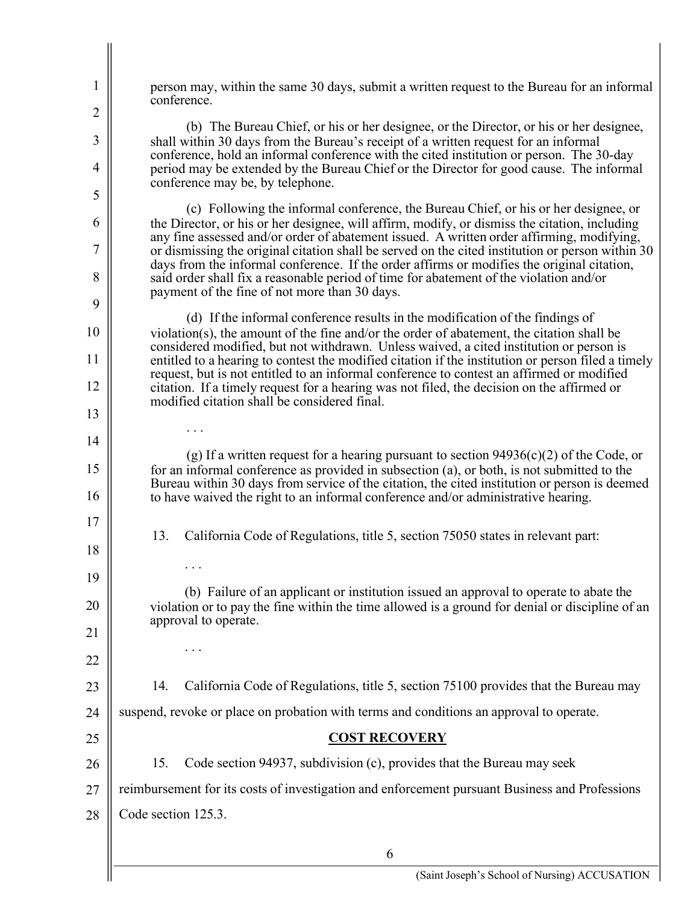person may, within the same 30 days, submit a written request to the Bureau for an informal conference.

(b) The Bureau Chief, or his or her designee, or the Director, or his or her designee, shall within 30 days from the Bureau's receipt of a written request for an informal conference, hold an informal conference with the cited institution or person. The 30-day period may be extended by the Bureau Chief or the Director for good cause. The informal conference may be, by telephone.

(c) Following the informal conference, the Bureau Chief, or his or her designee, or the Director, or his or her designee, will affirm, modify, or dismiss the citation, including any fine assessed and/or order of abatement issued. A written order affirming, modifying, or dismissing the original citation shall be served on the cited institution or person within 30 days from the informal conference. If the order affirms or modifies the original citation, said order shall fix a reasonable period of time for abatement of the violation and/or payment of the fine of not more than 30 days.

(d) If the informal conference results in the modification of the findings of violation(s), the amount of the fine and/or the order of abatement, the citation shall be considered modified, but not withdrawn. Unless waived, a cited institution or person is entitled to a hearing to contest the modified citation if the institution or person filed a timely request, but is not entitled to an informal conference to contest an affirmed or modified citation. If a timely request for a hearing was not filed, the decision on the affirmed or modified citation shall be considered final.

. . .

(g) If a written request for a hearing pursuant to section 94936(c)(2) of the Code, or for an informal conference as provided in subsection (a), or both, is not submitted to the Bureau within 30 days from service of the citation, the cited institution or person is deemed to have waived the right to an informal conference and/or administrative hearing.

13. California Code of Regulations, title 5, section 75050 states in relevant part:

. . .

(b) Failure of an applicant or institution issued an approval to operate to abate the violation or to pay the fine within the time allowed is a ground for denial or discipline of an approval to operate.

. . .

14. California Code of Regulations, title 5, section 75100 provides that the Bureau may suspend, revoke or place on probation with terms and conditions an approval to operate.

## COST RECOVERY

15. Code section 94937, subdivision (c), provides that the Bureau may seek reimbursement for its costs of investigation and enforcement pursuant Business and Professions Code section 125.3.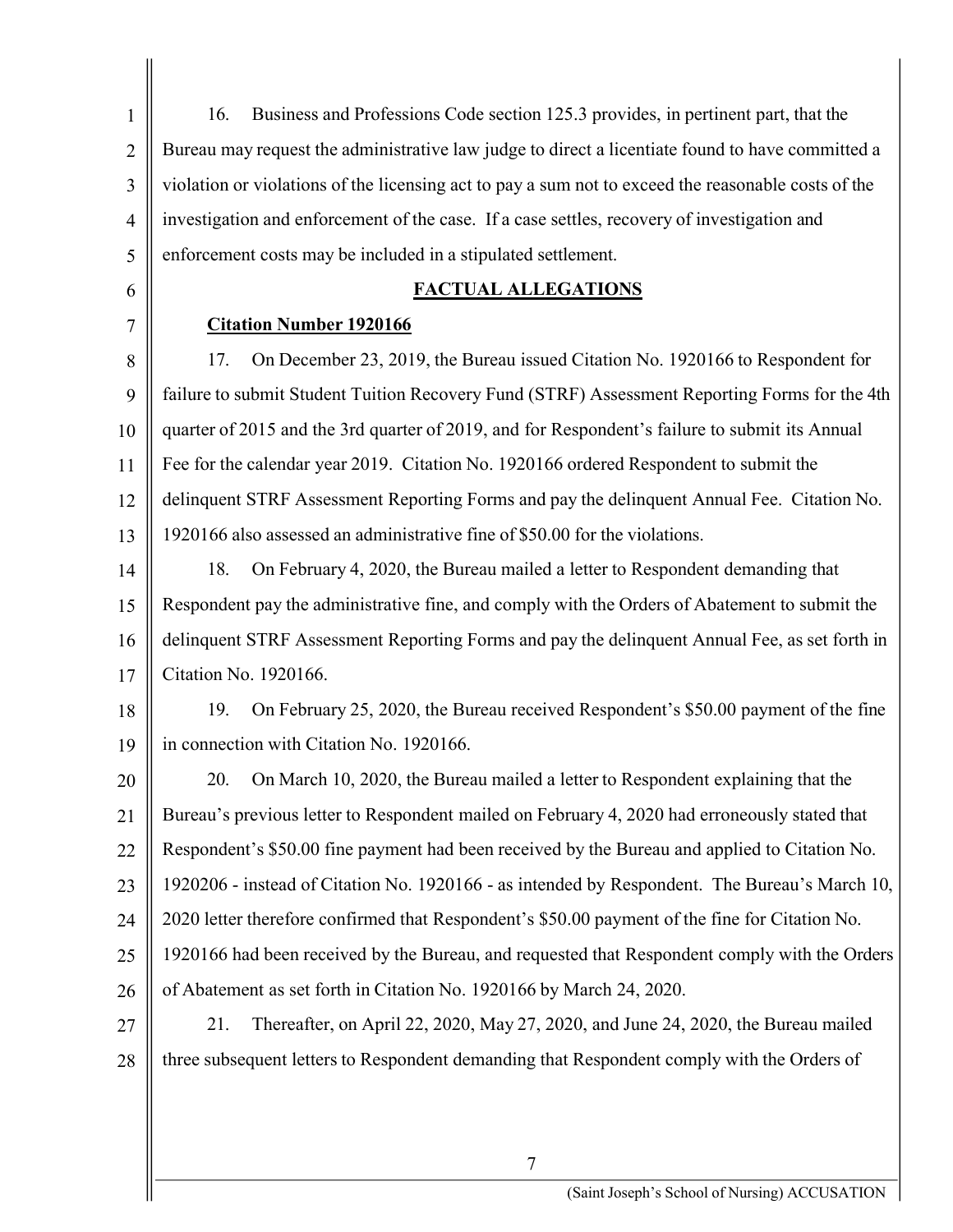16. Business and Professions Code section 125.3 provides, in pertinent part, that the Bureau may request the administrative law judge to direct a licentiate found to have committed a violation or violations of the licensing act to pay a sum not to exceed the reasonable costs of the investigation and enforcement of the case. If a case settles, recovery of investigation and enforcement costs may be included in a stipulated settlement.

## FACTUAL ALLEGATIONS

**Citation Number 1920166**

17. On December 23, 2019, the Bureau issued Citation No. 1920166 to Respondent for failure to submit Student Tuition Recovery Fund (STRF) Assessment Reporting Forms for the 4th quarter of 2015 and the 3rd quarter of 2019, and for Respondent's failure to submit its Annual Fee for the calendar year 2019. Citation No. 1920166 ordered Respondent to submit the delinquent STRF Assessment Reporting Forms and pay the delinquent Annual Fee. Citation No. 1920166 also assessed an administrative fine of $50.00 for the violations.

18. On February 4, 2020, the Bureau mailed a letter to Respondent demanding that Respondent pay the administrative fine, and comply with the Orders of Abatement to submit the delinquent STRF Assessment Reporting Forms and pay the delinquent Annual Fee, as set forth in Citation No. 1920166.

19. On February 25, 2020, the Bureau received Respondent's $50.00 payment of the fine in connection with Citation No. 1920166.

20. On March 10, 2020, the Bureau mailed a letter to Respondent explaining that the Bureau's previous letter to Respondent mailed on February 4, 2020 had erroneously stated that Respondent's $50.00 fine payment had been received by the Bureau and applied to Citation No. 1920206 - instead of Citation No. 1920166 - as intended by Respondent. The Bureau's March 10, 2020 letter therefore confirmed that Respondent's $50.00 payment of the fine for Citation No. 1920166 had been received by the Bureau, and requested that Respondent comply with the Orders of Abatement as set forth in Citation No. 1920166 by March 24, 2020.

21. Thereafter, on April 22, 2020, May 27, 2020, and June 24, 2020, the Bureau mailed three subsequent letters to Respondent demanding that Respondent comply with the Orders of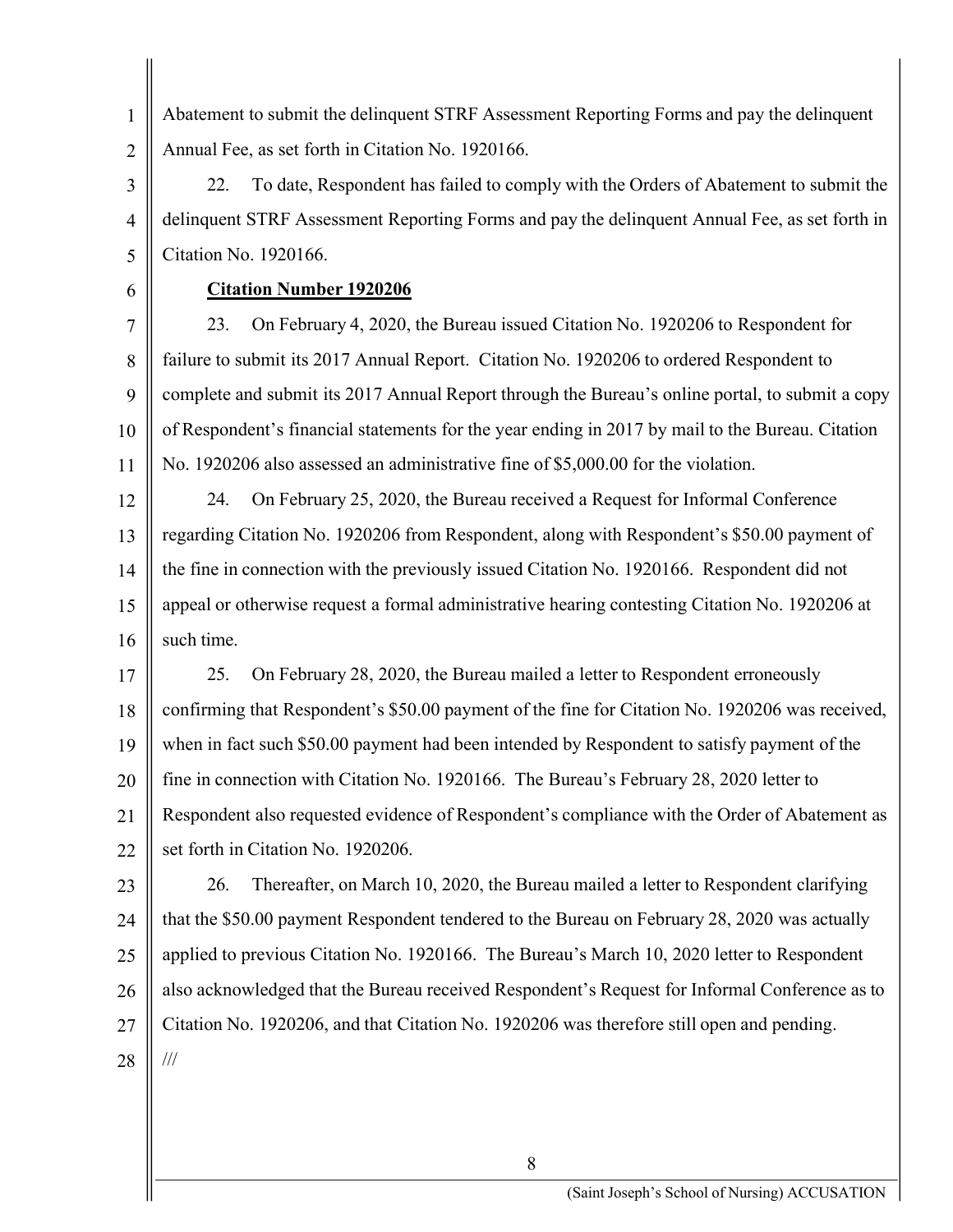Abatement to submit the delinquent STRF Assessment Reporting Forms and pay the delinquent Annual Fee, as set forth in Citation No. 1920166.

22. To date, Respondent has failed to comply with the Orders of Abatement to submit the delinquent STRF Assessment Reporting Forms and pay the delinquent Annual Fee, as set forth in Citation No. 1920166.

**Citation Number 1920206**

23. On February 4, 2020, the Bureau issued Citation No. 1920206 to Respondent for failure to submit its 2017 Annual Report. Citation No. 1920206 to ordered Respondent to complete and submit its 2017 Annual Report through the Bureau's online portal, to submit a copy of Respondent's financial statements for the year ending in 2017 by mail to the Bureau. Citation No. 1920206 also assessed an administrative fine of $5,000.00 for the violation.

24. On February 25, 2020, the Bureau received a Request for Informal Conference regarding Citation No. 1920206 from Respondent, along with Respondent's $50.00 payment of the fine in connection with the previously issued Citation No. 1920166. Respondent did not appeal or otherwise request a formal administrative hearing contesting Citation No. 1920206 at such time.

25. On February 28, 2020, the Bureau mailed a letter to Respondent erroneously confirming that Respondent's $50.00 payment of the fine for Citation No. 1920206 was received, when in fact such $50.00 payment had been intended by Respondent to satisfy payment of the fine in connection with Citation No. 1920166. The Bureau's February 28, 2020 letter to Respondent also requested evidence of Respondent's compliance with the Order of Abatement as set forth in Citation No. 1920206.

26. Thereafter, on March 10, 2020, the Bureau mailed a letter to Respondent clarifying that the $50.00 payment Respondent tendered to the Bureau on February 28, 2020 was actually applied to previous Citation No. 1920166. The Bureau's March 10, 2020 letter to Respondent also acknowledged that the Bureau received Respondent's Request for Informal Conference as to Citation No. 1920206, and that Citation No. 1920206 was therefore still open and pending.

///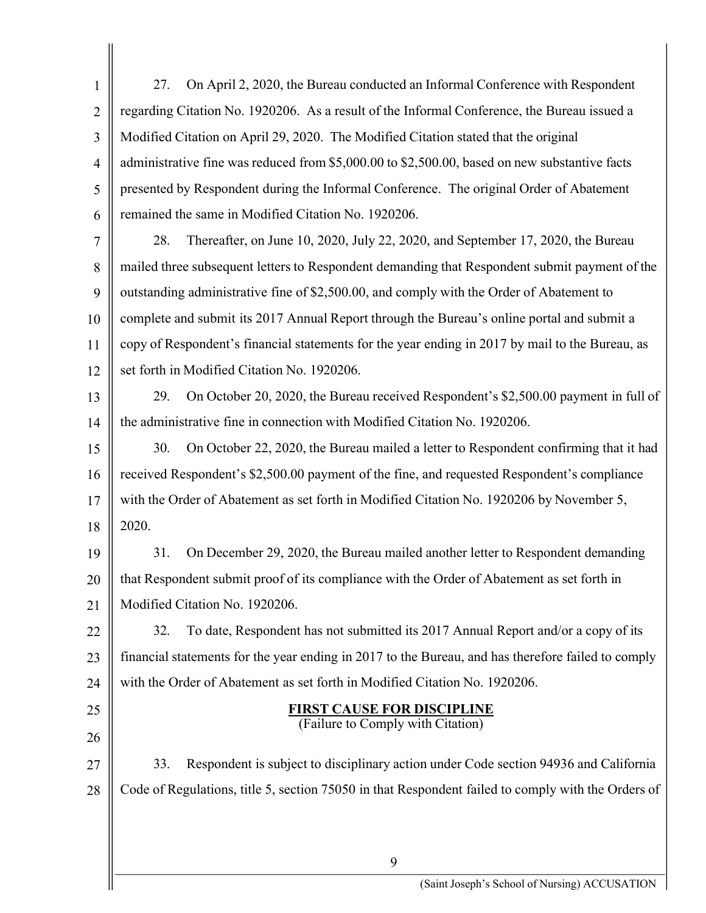27. On April 2, 2020, the Bureau conducted an Informal Conference with Respondent regarding Citation No. 1920206. As a result of the Informal Conference, the Bureau issued a Modified Citation on April 29, 2020. The Modified Citation stated that the original administrative fine was reduced from $5,000.00 to $2,500.00, based on new substantive facts presented by Respondent during the Informal Conference. The original Order of Abatement remained the same in Modified Citation No. 1920206.

28. Thereafter, on June 10, 2020, July 22, 2020, and September 17, 2020, the Bureau mailed three subsequent letters to Respondent demanding that Respondent submit payment of the outstanding administrative fine of $2,500.00, and comply with the Order of Abatement to complete and submit its 2017 Annual Report through the Bureau's online portal and submit a copy of Respondent's financial statements for the year ending in 2017 by mail to the Bureau, as set forth in Modified Citation No. 1920206.

29. On October 20, 2020, the Bureau received Respondent's $2,500.00 payment in full of the administrative fine in connection with Modified Citation No. 1920206.

30. On October 22, 2020, the Bureau mailed a letter to Respondent confirming that it had received Respondent's $2,500.00 payment of the fine, and requested Respondent's compliance with the Order of Abatement as set forth in Modified Citation No. 1920206 by November 5, 2020.

31. On December 29, 2020, the Bureau mailed another letter to Respondent demanding that Respondent submit proof of its compliance with the Order of Abatement as set forth in Modified Citation No. 1920206.

32. To date, Respondent has not submitted its 2017 Annual Report and/or a copy of its financial statements for the year ending in 2017 to the Bureau, and has therefore failed to comply with the Order of Abatement as set forth in Modified Citation No. 1920206.

## FIRST CAUSE FOR DISCIPLINE

(Failure to Comply with Citation)

33. Respondent is subject to disciplinary action under Code section 94936 and California Code of Regulations, title 5, section 75050 in that Respondent failed to comply with the Orders of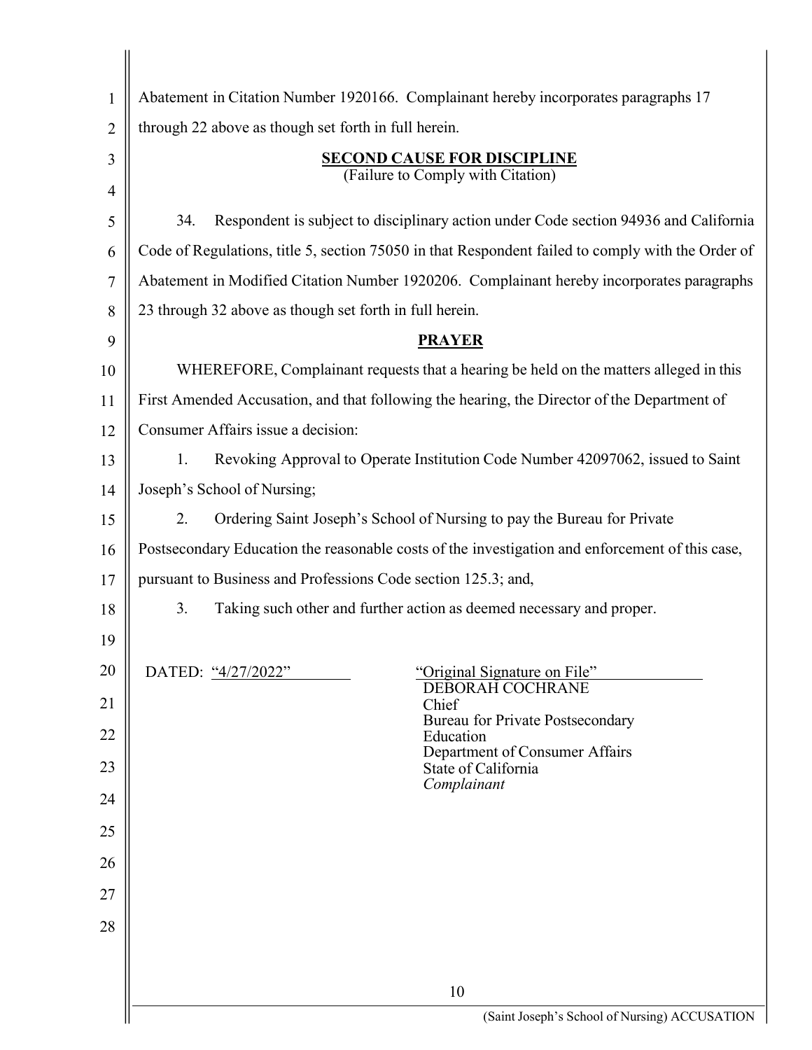Abatement in Citation Number 1920166. Complainant hereby incorporates paragraphs 17 through 22 above as though set forth in full herein.

**SECOND CAUSE FOR DISCIPLINE**

(Failure to Comply with Citation)

34. Respondent is subject to disciplinary action under Code section 94936 and California Code of Regulations, title 5, section 75050 in that Respondent failed to comply with the Order of Abatement in Modified Citation Number 1920206. Complainant hereby incorporates paragraphs 23 through 32 above as though set forth in full herein.

**PRAYER**

WHEREFORE, Complainant requests that a hearing be held on the matters alleged in this First Amended Accusation, and that following the hearing, the Director of the Department of Consumer Affairs issue a decision:

1. Revoking Approval to Operate Institution Code Number 42097062, issued to Saint Joseph's School of Nursing;

2. Ordering Saint Joseph's School of Nursing to pay the Bureau for Private Postsecondary Education the reasonable costs of the investigation and enforcement of this case, pursuant to Business and Professions Code section 125.3; and,

3. Taking such other and further action as deemed necessary and proper.

DATED: "4/27/2022"

"Original Signature on File"
DEBORAH COCHRANE
Chief
Bureau for Private Postsecondary Education
Department of Consumer Affairs
State of California
*Complainant*